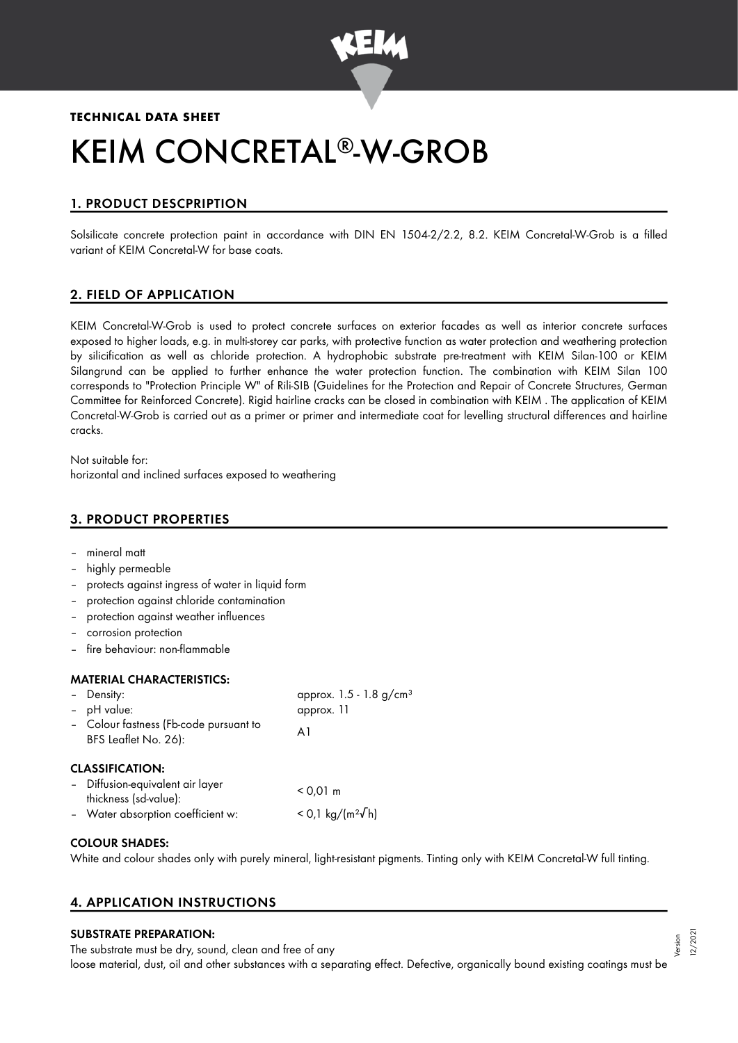**TECHNICAL DATA SHEET**

# KEIM CONCRETAL®-W-GROB

## 1. PRODUCT DESCPRIPTION

Solsilicate concrete protection paint in accordance with DIN EN 1504-2/2.2, 8.2. KEIM Concretal-W-Grob is a filled variant of KEIM Concretal-W for base coats.

## 2. FIELD OF APPLICATION

KEIM Concretal-W-Grob is used to protect concrete surfaces on exterior facades as well as interior concrete surfaces exposed to higher loads, e.g. in multi-storey car parks, with protective function as water protection and weathering protection by silicification as well as chloride protection. A hydrophobic substrate pre-treatment with KEIM Silan-100 or KEIM Silangrund can be applied to further enhance the water protection function. The combination with KEIM Silan 100 corresponds to "Protection Principle W" of Rili-SIB (Guidelines for the Protection and Repair of Concrete Structures, German Committee for Reinforced Concrete). Rigid hairline cracks can be closed in combination with KEIM . The application of KEIM Concretal-W-Grob is carried out as a primer or primer and intermediate coat for levelling structural differences and hairline cracks.

Not suitable for:
horizontal and inclined surfaces exposed to weathering

## 3. PRODUCT PROPERTIES

- mineral matt
- highly permeable
- protects against ingress of water in liquid form
- protection against chloride contamination
- protection against weather influences
- corrosion protection
- fire behaviour: non-flammable

### MATERIAL CHARACTERISTICS:

| | |
|---|---|
| – Density: | approx. 1.5 - 1.8 g/cm³ |
| – pH value: | approx. 11 |
| – Colour fastness (Fb-code pursuant to BFS Leaflet No. 26): | A1 |

### CLASSIFICATION:

| | |
|---|---|
| – Diffusion-equivalent air layer thickness (sd-value): | < 0,01 m |
| – Water absorption coefficient w: | < 0,1 kg/(m²√h) |

### COLOUR SHADES:

White and colour shades only with purely mineral, light-resistant pigments. Tinting only with KEIM Concretal-W full tinting.

## 4. APPLICATION INSTRUCTIONS

### SUBSTRATE PREPARATION:

The substrate must be dry, sound, clean and free of any loose material, dust, oil and other substances with a separating effect. Defective, organically bound existing coatings must be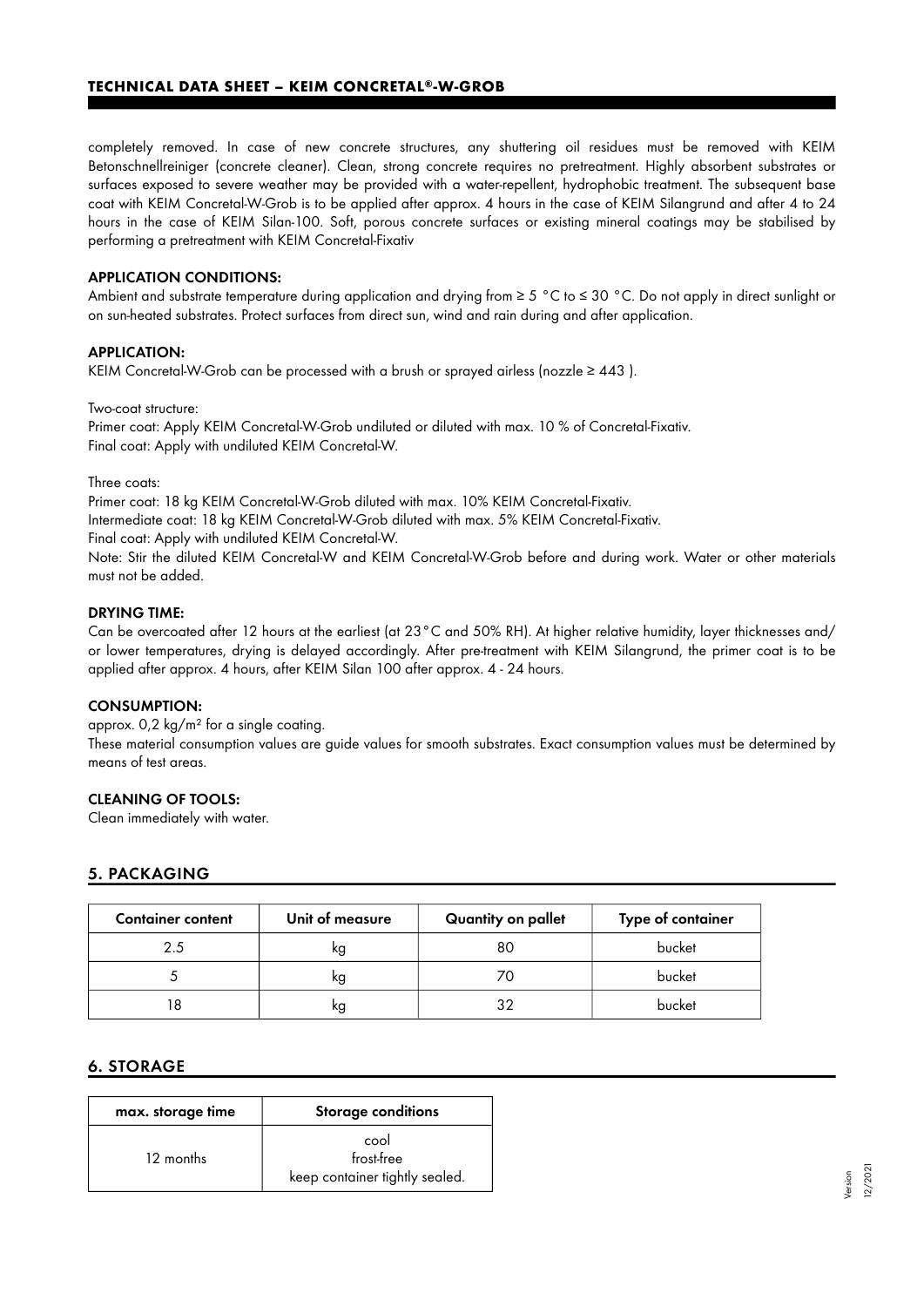completely removed. In case of new concrete structures, any shuttering oil residues must be removed with KEIM Betonschnellreiniger (concrete cleaner). Clean, strong concrete requires no pretreatment. Highly absorbent substrates or surfaces exposed to severe weather may be provided with a water-repellent, hydrophobic treatment. The subsequent base coat with KEIM Concretal-W-Grob is to be applied after approx. 4 hours in the case of KEIM Silangrund and after 4 to 24 hours in the case of KEIM Silan-100. Soft, porous concrete surfaces or existing mineral coatings may be stabilised by performing a pretreatment with KEIM Concretal-Fixativ

### APPLICATION CONDITIONS:

Ambient and substrate temperature during application and drying from ≥ 5 °C to ≤ 30 °C. Do not apply in direct sunlight or on sun-heated substrates. Protect surfaces from direct sun, wind and rain during and after application.

### APPLICATION:

KEIM Concretal-W-Grob can be processed with a brush or sprayed airless (nozzle ≥ 443 ).

Two-coat structure:
Primer coat: Apply KEIM Concretal-W-Grob undiluted or diluted with max. 10 % of Concretal-Fixativ.
Final coat: Apply with undiluted KEIM Concretal-W.

Three coats:
Primer coat: 18 kg KEIM Concretal-W-Grob diluted with max. 10% KEIM Concretal-Fixativ.
Intermediate coat: 18 kg KEIM Concretal-W-Grob diluted with max. 5% KEIM Concretal-Fixativ.
Final coat: Apply with undiluted KEIM Concretal-W.
Note: Stir the diluted KEIM Concretal-W and KEIM Concretal-W-Grob before and during work. Water or other materials must not be added.

### DRYING TIME:

Can be overcoated after 12 hours at the earliest (at 23°C and 50% RH). At higher relative humidity, layer thicknesses and/ or lower temperatures, drying is delayed accordingly. After pre-treatment with KEIM Silangrund, the primer coat is to be applied after approx. 4 hours, after KEIM Silan 100 after approx. 4 - 24 hours.

### CONSUMPTION:

approx. 0,2 kg/m² for a single coating.
These material consumption values are guide values for smooth substrates. Exact consumption values must be determined by means of test areas.

### CLEANING OF TOOLS:

Clean immediately with water.

## 5. PACKAGING

| Container content | Unit of measure | Quantity on pallet | Type of container |
|---|---|---|---|
| 2.5 | kg | 80 | bucket |
| 5 | kg | 70 | bucket |
| 18 | kg | 32 | bucket |

## 6. STORAGE

| max. storage time | Storage conditions |
|---|---|
| 12 months | cool<br>frost-free<br>keep container tightly sealed. |

Version 12/2021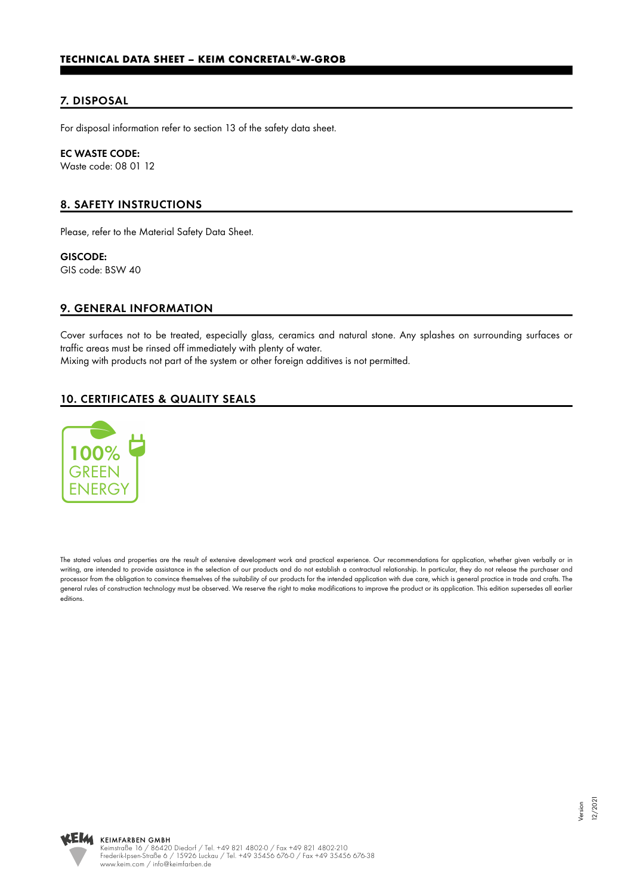## 7. DISPOSAL

For disposal information refer to section 13 of the safety data sheet.

**EC WASTE CODE:**
Waste code: 08 01 12

## 8. SAFETY INSTRUCTIONS

Please, refer to the Material Safety Data Sheet.

**GISCODE:**
GIS code: BSW 40

## 9. GENERAL INFORMATION

Cover surfaces not to be treated, especially glass, ceramics and natural stone. Any splashes on surrounding surfaces or traffic areas must be rinsed off immediately with plenty of water.
Mixing with products not part of the system or other foreign additives is not permitted.

## 10. CERTIFICATES & QUALITY SEALS

100% GREEN ENERGY

The stated values and properties are the result of extensive development work and practical experience. Our recommendations for application, whether given verbally or in writing, are intended to provide assistance in the selection of our products and do not establish a contractual relationship. In particular, they do not release the purchaser and processor from the obligation to convince themselves of the suitability of our products for the intended application with due care, which is general practice in trade and crafts. The general rules of construction technology must be observed. We reserve the right to make modifications to improve the product or its application. This edition supersedes all earlier editions.

KEIMFARBEN GMBH
Keimstraße 16 / 86420 Diedorf / Tel. +49 821 4802-0 / Fax +49 821 4802-210
Frederik-Ipsen-Straße 6 / 15926 Luckau / Tel. +49 35456 676-0 / Fax +49 35456 676-38
www.keim.com / info@keimfarben.de

Version 12/2021